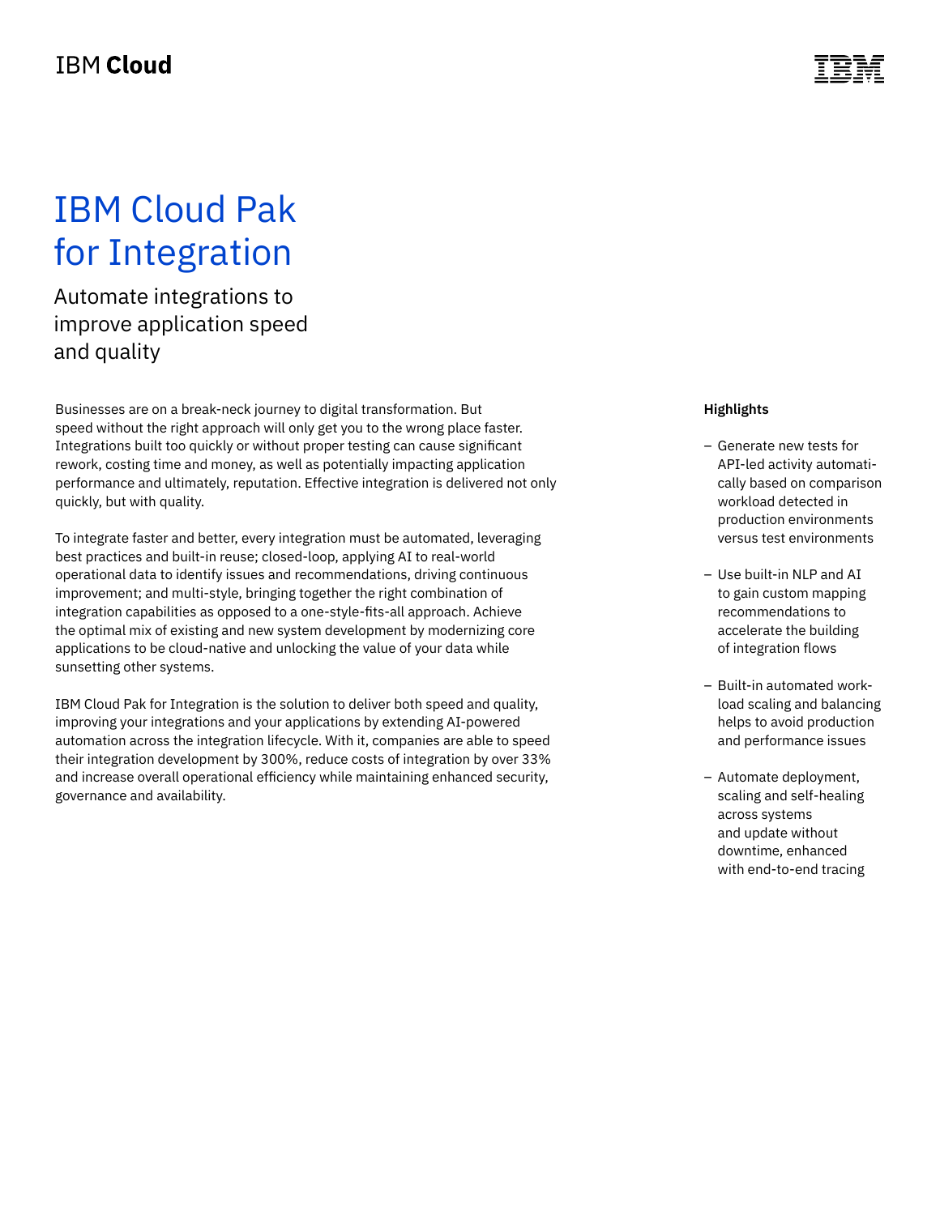IBM **Cloud**

# IBM Cloud Pak for Integration

## Automate integrations to improve application speed and quality

Businesses are on a break-neck journey to digital transformation. But speed without the right approach will only get you to the wrong place faster. Integrations built too quickly or without proper testing can cause significant rework, costing time and money, as well as potentially impacting application performance and ultimately, reputation. Effective integration is delivered not only quickly, but with quality.

To integrate faster and better, every integration must be automated, leveraging best practices and built-in reuse; closed-loop, applying AI to real-world operational data to identify issues and recommendations, driving continuous improvement; and multi-style, bringing together the right combination of integration capabilities as opposed to a one-style-fits-all approach. Achieve the optimal mix of existing and new system development by modernizing core applications to be cloud-native and unlocking the value of your data while sunsetting other systems.

IBM Cloud Pak for Integration is the solution to deliver both speed and quality, improving your integrations and your applications by extending AI-powered automation across the integration lifecycle. With it, companies are able to speed their integration development by 300%, reduce costs of integration by over 33% and increase overall operational efficiency while maintaining enhanced security, governance and availability.

**Highlights**

- Generate new tests for API-led activity automatically based on comparison workload detected in production environments versus test environments
- Use built-in NLP and AI to gain custom mapping recommendations to accelerate the building of integration flows
- Built-in automated workload scaling and balancing helps to avoid production and performance issues
- Automate deployment, scaling and self-healing across systems and update without downtime, enhanced with end-to-end tracing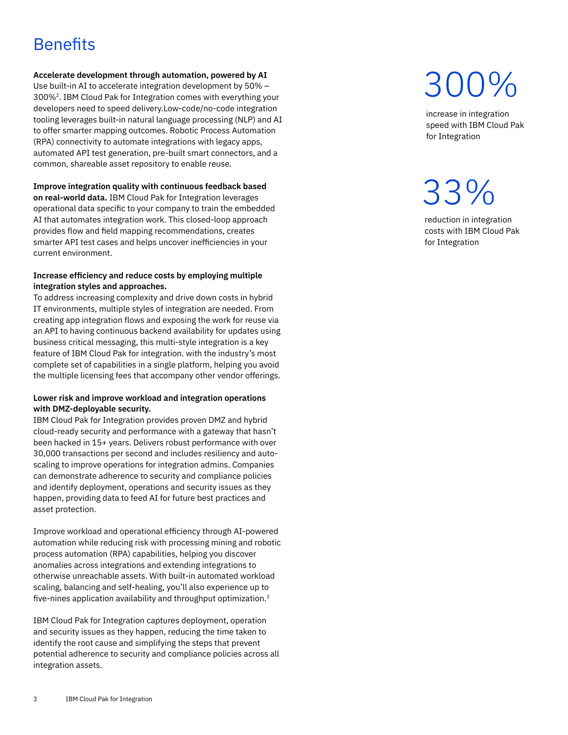## Benefits

**Accelerate development through automation, powered by AI**
Use built-in AI to accelerate integration development by 50% – 300%[2]. IBM Cloud Pak for Integration comes with everything your developers need to speed delivery.Low-code/no-code integration tooling leverages built-in natural language processing (NLP) and AI to offer smarter mapping outcomes. Robotic Process Automation (RPA) connectivity to automate integrations with legacy apps, automated API test generation, pre-built smart connectors, and a common, shareable asset repository to enable reuse.

**Improve integration quality with continuous feedback based on real-world data.** IBM Cloud Pak for Integration leverages operational data specific to your company to train the embedded AI that automates integration work. This closed-loop approach provides flow and field mapping recommendations, creates smarter API test cases and helps uncover inefficiencies in your current environment.

**Increase efficiency and reduce costs by employing multiple integration styles and approaches.**
To address increasing complexity and drive down costs in hybrid IT environments, multiple styles of integration are needed. From creating app integration flows and exposing the work for reuse via an API to having continuous backend availability for updates using business critical messaging, this multi-style integration is a key feature of IBM Cloud Pak for integration. with the industry's most complete set of capabilities in a single platform, helping you avoid the multiple licensing fees that accompany other vendor offerings.

**Lower risk and improve workload and integration operations with DMZ-deployable security.**
IBM Cloud Pak for Integration provides proven DMZ and hybrid cloud-ready security and performance with a gateway that hasn't been hacked in 15+ years. Delivers robust performance with over 30,000 transactions per second and includes resiliency and auto-scaling to improve operations for integration admins. Companies can demonstrate adherence to security and compliance policies and identify deployment, operations and security issues as they happen, providing data to feed AI for future best practices and asset protection.

Improve workload and operational efficiency through AI-powered automation while reducing risk with processing mining and robotic process automation (RPA) capabilities, helping you discover anomalies across integrations and extending integrations to otherwise unreachable assets. With built-in automated workload scaling, balancing and self-healing, you'll also experience up to five-nines application availability and throughput optimization.[3]

IBM Cloud Pak for Integration captures deployment, operation and security issues as they happen, reducing the time taken to identify the root cause and simplifying the steps that prevent potential adherence to security and compliance policies across all integration assets.

# 300%

increase in integration speed with IBM Cloud Pak for Integration

# 33%

reduction in integration costs with IBM Cloud Pak for Integration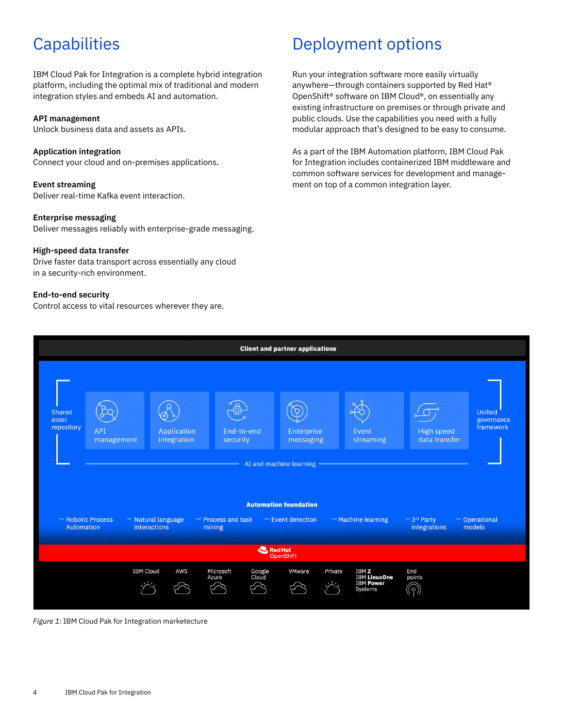# Capabilities

IBM Cloud Pak for Integration is a complete hybrid integration platform, including the optimal mix of traditional and modern integration styles and embeds AI and automation.

**API management**
Unlock business data and assets as APIs.

**Application integration**
Connect your cloud and on-premises applications.

**Event streaming**
Deliver real-time Kafka event interaction.

**Enterprise messaging**
Deliver messages reliably with enterprise-grade messaging.

**High-speed data transfer**
Drive faster data transport across essentially any cloud in a security-rich environment.

**End-to-end security**
Control access to vital resources wherever they are.

# Deployment options

Run your integration software more easily virtually anywhere—through containers supported by Red Hat® OpenShift® software on IBM Cloud®, on essentially any existing infrastructure on premises or through private and public clouds. Use the capabilities you need with a fully modular approach that's designed to be easy to consume.

As a part of the IBM Automation platform, IBM Cloud Pak for Integration includes containerized IBM middleware and common software services for development and management on top of a common integration layer.

Client and partner applications

Shared asset repository | API management | Application integration | End-to-end security | Enterprise messaging | Event streaming | High speed data transfer | Unified governance framework

AI and machine learning

Automation foundation

- Robotic Process Automation
- Natural language interactions
- Process and task mining
- Event detection
- Machine learning
- 3rd Party integrations
- Operational models

Red Hat OpenShift

IBM Cloud | AWS | Microsoft Azure | Google Cloud | VMware | Private | IBM Z, IBM LinuxOne, IBM Power Systems | End points

*Figure 1:* IBM Cloud Pak for Integration marketecture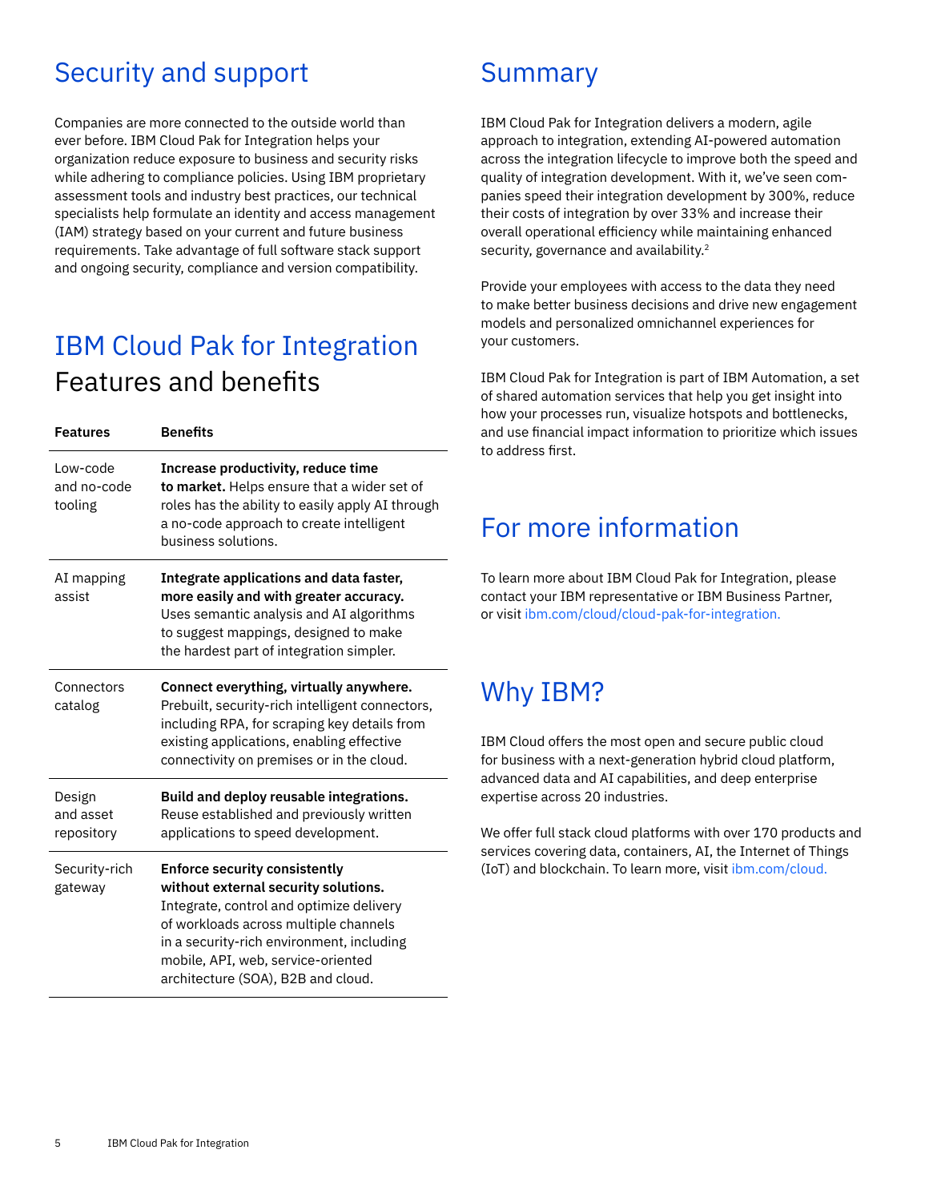## Security and support

Companies are more connected to the outside world than ever before. IBM Cloud Pak for Integration helps your organization reduce exposure to business and security risks while adhering to compliance policies. Using IBM proprietary assessment tools and industry best practices, our technical specialists help formulate an identity and access management (IAM) strategy based on your current and future business requirements. Take advantage of full software stack support and ongoing security, compliance and version compatibility.

## IBM Cloud Pak for Integration
### Features and benefits

| Features | Benefits |
|---|---|
| Low-code and no-code tooling | **Increase productivity, reduce time to market.** Helps ensure that a wider set of roles has the ability to easily apply AI through a no-code approach to create intelligent business solutions. |
| AI mapping assist | **Integrate applications and data faster, more easily and with greater accuracy.** Uses semantic analysis and AI algorithms to suggest mappings, designed to make the hardest part of integration simpler. |
| Connectors catalog | **Connect everything, virtually anywhere.** Prebuilt, security-rich intelligent connectors, including RPA, for scraping key details from existing applications, enabling effective connectivity on premises or in the cloud. |
| Design and asset repository | **Build and deploy reusable integrations.** Reuse established and previously written applications to speed development. |
| Security-rich gateway | **Enforce security consistently without external security solutions.** Integrate, control and optimize delivery of workloads across multiple channels in a security-rich environment, including mobile, API, web, service-oriented architecture (SOA), B2B and cloud. |

## Summary

IBM Cloud Pak for Integration delivers a modern, agile approach to integration, extending AI-powered automation across the integration lifecycle to improve both the speed and quality of integration development. With it, we've seen companies speed their integration development by 300%, reduce their costs of integration by over 33% and increase their overall operational efficiency while maintaining enhanced security, governance and availability.[2]

Provide your employees with access to the data they need to make better business decisions and drive new engagement models and personalized omnichannel experiences for your customers.

IBM Cloud Pak for Integration is part of IBM Automation, a set of shared automation services that help you get insight into how your processes run, visualize hotspots and bottlenecks, and use financial impact information to prioritize which issues to address first.

## For more information

To learn more about IBM Cloud Pak for Integration, please contact your IBM representative or IBM Business Partner, or visit ibm.com/cloud/cloud-pak-for-integration.

## Why IBM?

IBM Cloud offers the most open and secure public cloud for business with a next-generation hybrid cloud platform, advanced data and AI capabilities, and deep enterprise expertise across 20 industries.

We offer full stack cloud platforms with over 170 products and services covering data, containers, AI, the Internet of Things (IoT) and blockchain. To learn more, visit ibm.com/cloud.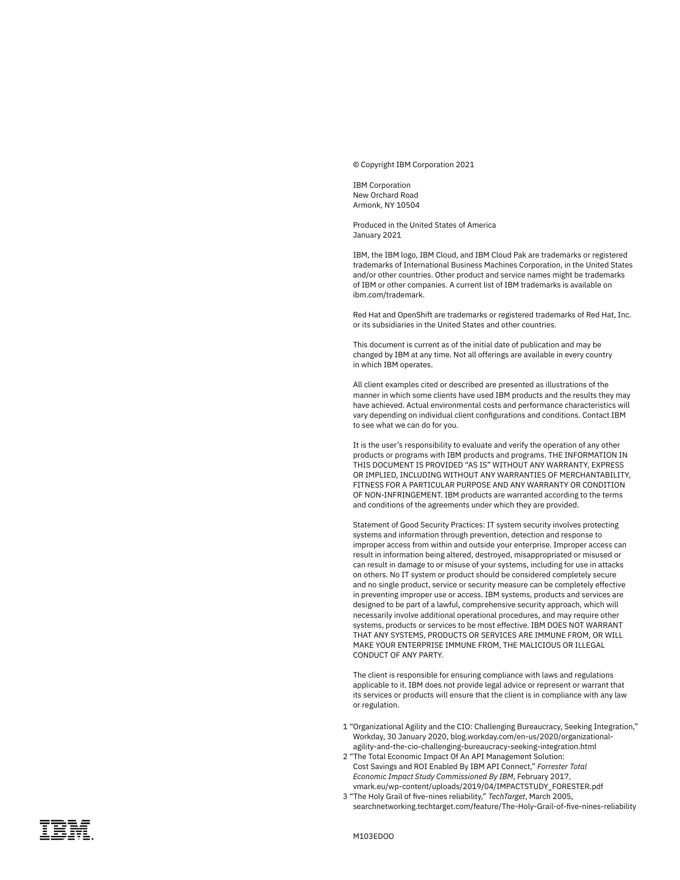© Copyright IBM Corporation 2021

IBM Corporation
New Orchard Road
Armonk, NY 10504

Produced in the United States of America
January 2021

IBM, the IBM logo, IBM Cloud, and IBM Cloud Pak are trademarks or registered trademarks of International Business Machines Corporation, in the United States and/or other countries. Other product and service names might be trademarks of IBM or other companies. A current list of IBM trademarks is available on ibm.com/trademark.

Red Hat and OpenShift are trademarks or registered trademarks of Red Hat, Inc. or its subsidiaries in the United States and other countries.

This document is current as of the initial date of publication and may be changed by IBM at any time. Not all offerings are available in every country in which IBM operates.

All client examples cited or described are presented as illustrations of the manner in which some clients have used IBM products and the results they may have achieved. Actual environmental costs and performance characteristics will vary depending on individual client configurations and conditions. Contact IBM to see what we can do for you.

It is the user's responsibility to evaluate and verify the operation of any other products or programs with IBM products and programs. THE INFORMATION IN THIS DOCUMENT IS PROVIDED "AS IS" WITHOUT ANY WARRANTY, EXPRESS OR IMPLIED, INCLUDING WITHOUT ANY WARRANTIES OF MERCHANTABILITY, FITNESS FOR A PARTICULAR PURPOSE AND ANY WARRANTY OR CONDITION OF NON-INFRINGEMENT. IBM products are warranted according to the terms and conditions of the agreements under which they are provided.

Statement of Good Security Practices: IT system security involves protecting systems and information through prevention, detection and response to improper access from within and outside your enterprise. Improper access can result in information being altered, destroyed, misappropriated or misused or can result in damage to or misuse of your systems, including for use in attacks on others. No IT system or product should be considered completely secure and no single product, service or security measure can be completely effective in preventing improper use or access. IBM systems, products and services are designed to be part of a lawful, comprehensive security approach, which will necessarily involve additional operational procedures, and may require other systems, products or services to be most effective. IBM DOES NOT WARRANT THAT ANY SYSTEMS, PRODUCTS OR SERVICES ARE IMMUNE FROM, OR WILL MAKE YOUR ENTERPRISE IMMUNE FROM, THE MALICIOUS OR ILLEGAL CONDUCT OF ANY PARTY.

The client is responsible for ensuring compliance with laws and regulations applicable to it. IBM does not provide legal advice or represent or warrant that its services or products will ensure that the client is in compliance with any law or regulation.

1 "Organizational Agility and the CIO: Challenging Bureaucracy, Seeking Integration," Workday, 30 January 2020, blog.workday.com/en-us/2020/organizational-agility-and-the-cio-challenging-bureaucracy-seeking-integration.html
2 "The Total Economic Impact Of An API Management Solution: Cost Savings and ROI Enabled By IBM API Connect," *Forrester Total Economic Impact Study Commissioned By IBM*, February 2017, vmark.eu/wp-content/uploads/2019/04/IMPACTSTUDY_FORESTER.pdf
3 "The Holy Grail of five-nines reliability," *TechTarget*, March 2005, searchnetworking.techtarget.com/feature/The-Holy-Grail-of-five-nines-reliability

M103EDOO